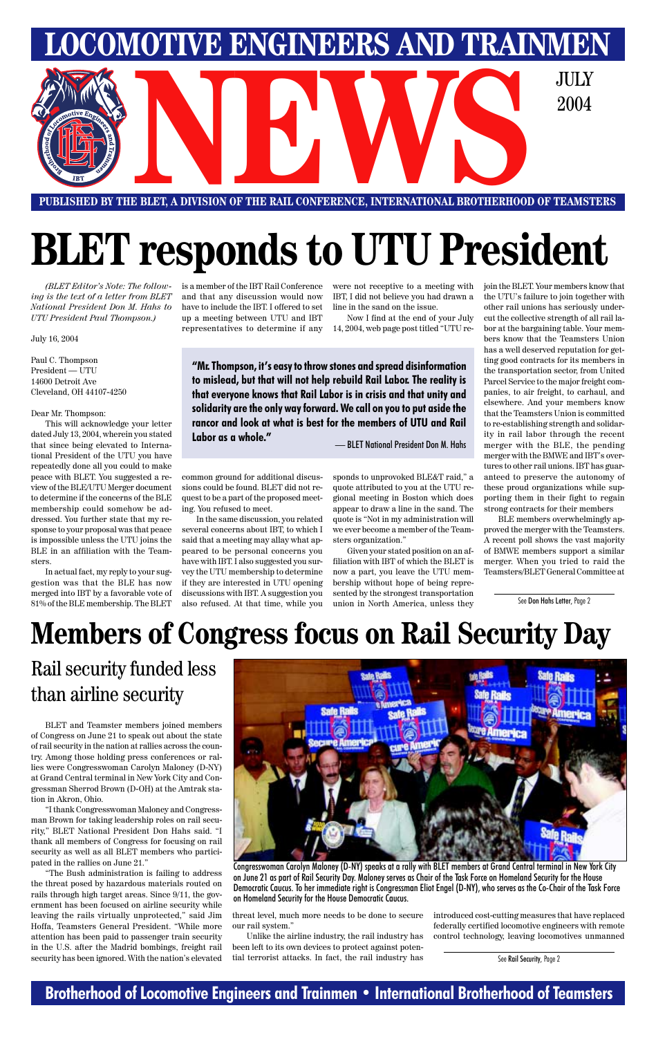# LOCOMOTIVE ENGINEERS AND TRAINMEN NEWS

JULY 2004

PUBLISHED BY THE BLET, A DIVISION OF THE RAIL CONFERENCE, INTERNATIONAL BROTHERHOOD OF TEAMSTERS

# BLET responds to UTU President

*(BLET Editor's Note: The following is the text of a letter from BLET National President Don M. Hahs to UTU President Paul Thompson.)*

July 16, 2004

Paul C. Thompson
President — UTU
14600 Detroit Ave
Cleveland, OH 44107-4250

Dear Mr. Thompson:

This will acknowledge your letter dated July 13, 2004, wherein you stated that since being elevated to International President of the UTU you have repeatedly done all you could to make peace with BLET. You suggested a review of the BLE/UTU Merger document to determine if the concerns of the BLE membership could somehow be addressed. You further state that my response to your proposal was that peace is impossible unless the UTU joins the BLE in an affiliation with the Teamsters.

In actual fact, my reply to your suggestion was that the BLE has now merged into IBT by a favorable vote of 81% of the BLE membership. The BLET is a member of the IBT Rail Conference and that any discussion would now have to include the IBT. I offered to set up a meeting between UTU and IBT representatives to determine if any common ground for additional discussions could be found. BLET did not request to be a part of the proposed meeting. You refused to meet.

In the same discussion, you related several concerns about IBT, to which I said that a meeting may allay what appeared to be personal concerns you have with IBT. I also suggested you survey the UTU membership to determine if they are interested in UTU opening discussions with IBT. A suggestion you also refused. At that time, while you were not receptive to a meeting with IBT, I did not believe you had drawn a line in the sand on the issue.

> **"Mr. Thompson, it's easy to throw stones and spread disinformation to mislead, but that will not help rebuild Rail Labor. The reality is that everyone knows that Rail Labor is in crisis and that unity and solidarity are the only way forward. We call on you to put aside the rancor and look at what is best for the members of UTU and Rail Labor as a whole."**
>
> — BLET National President Don M. Hahs

Now I find at the end of your July 14, 2004, web page post titled "UTU responds to unprovoked BLE&T raid," a quote attributed to you at the UTU regional meeting in Boston which does appear to draw a line in the sand. The quote is "Not in my administration will we ever become a member of the Teamsters organization."

Given your stated position on an affiliation with IBT of which the BLET is now a part, you leave the UTU membership without hope of being represented by the strongest transportation union in North America, unless they join the BLET. Your members know that the UTU's failure to join together with other rail unions has seriously undercut the collective strength of all rail labor at the bargaining table. Your members know that the Teamsters Union has a well deserved reputation for getting good contracts for its members in the transportation sector, from United Parcel Service to the major freight companies, to air freight, to carhaul, and elsewhere. And your members know that the Teamsters Union is committed to re-establishing strength and solidarity in rail labor through the recent merger with the BLE, the pending merger with the BMWE and IBT's overtures to other rail unions. IBT has guaranteed to preserve the autonomy of these proud organizations while supporting them in their fight to regain strong contracts for their members

BLE members overwhelmingly approved the merger with the Teamsters. A recent poll shows the vast majority of BMWE members support a similar merger. When you tried to raid the Teamsters/BLET General Committee at

See **Don Hahs Letter**, Page 2

# Members of Congress focus on Rail Security Day

## Rail security funded less than airline security

BLET and Teamster members joined members of Congress on June 21 to speak out about the state of rail security in the nation at rallies across the country. Among those holding press conferences or rallies were Congresswoman Carolyn Maloney (D-NY) at Grand Central terminal in New York City and Congressman Sherrod Brown (D-OH) at the Amtrak station in Akron, Ohio.

"I thank Congresswoman Maloney and Congressman Brown for taking leadership roles on rail security," BLET National President Don Hahs said. "I thank all members of Congress for focusing on rail security as well as all BLET members who participated in the rallies on June 21."

"The Bush administration is failing to address the threat posed by hazardous materials routed on rails through high target areas. Since 9/11, the government has been focused on airline security while leaving the rails virtually unprotected," said Jim Hoffa, Teamsters General President. "While more attention has been paid to passenger train security in the U.S. after the Madrid bombings, freight rail security has been ignored. With the nation's elevated threat level, much more needs to be done to secure our rail system."

Congresswoman Carolyn Maloney (D-NY) speaks at a rally with BLET members at Grand Central terminal in New York City on June 21 as part of Rail Security Day. Maloney serves as Chair of the Task Force on Homeland Security for the House Democratic Caucus. To her immediate right is Congressman Eliot Engel (D-NY), who serves as the Co-Chair of the Task Force on Homeland Security for the House Democratic Caucus.

Unlike the airline industry, the rail industry has been left to its own devices to protect against potential terrorist attacks. In fact, the rail industry has introduced cost-cutting measures that have replaced federally certified locomotive engineers with remote control technology, leaving locomotives unmanned

See **Rail Security**, Page 2

**Brotherhood of Locomotive Engineers and Trainmen • International Brotherhood of Teamsters**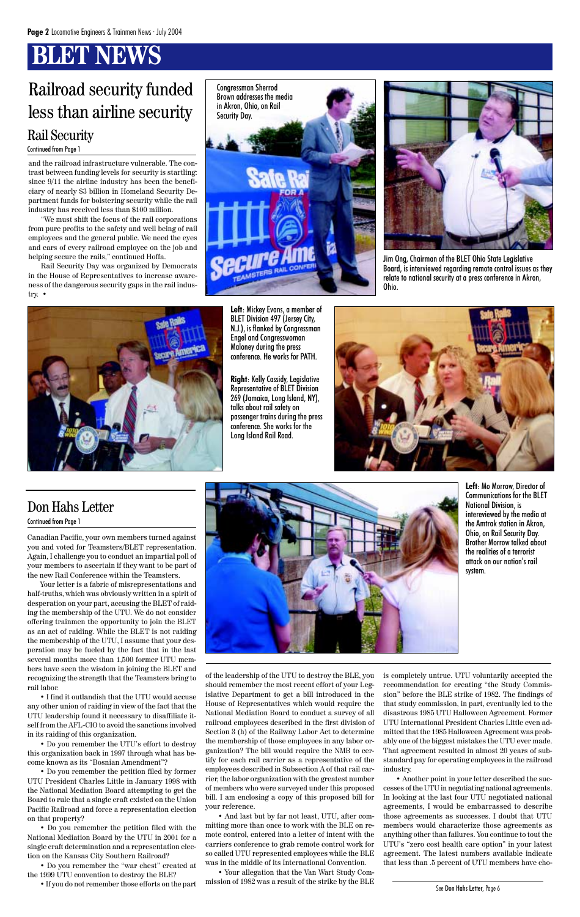# BLET NEWS

## Railroad security funded less than airline security

### Rail Security

Continued from Page 1

and the railroad infrastructure vulnerable. The contrast between funding levels for security is startling: since 9/11 the airline industry has been the beneficiary of nearly $3 billion in Homeland Security Department funds for bolstering security while the rail industry has received less than $100 million.

"We must shift the focus of the rail corporations from pure profits to the safety and well being of rail employees and the general public. We need the eyes and ears of every railroad employee on the job and helping secure the rails," continued Hoffa.

Rail Security Day was organized by Democrats in the House of Representatives to increase awareness of the dangerous security gaps in the rail industry. •

Congressman Sherrod Brown addresses the media in Akron, Ohio, on Rail Security Day.

Jim Ong, Chairman of the BLET Ohio State Legislative Board, is interviewed regarding remote control issues as they relate to national security at a press conference in Akron, Ohio.

**Left**: Mickey Evans, a member of BLET Division 497 (Jersey City, N.J.), is flanked by Congressman Engel and Congresswoman Maloney during the press conference. He works for PATH.

**Right**: Kelly Cassidy, Legislative Representative of BLET Division 269 (Jamaica, Long Island, NY), talks about rail safety on passenger trains during the press conference. She works for the Long Island Rail Road.

**Left**: Mo Morrow, Director of Communications for the BLET National Division, is interviewed by the media at the Amtrak station in Akron, Ohio, on Rail Security Day. Brother Morrow talked about the realities of a terrorist attack on our nation's rail system.

## Don Hahs Letter

Continued from Page 1

Canadian Pacific, your own members turned against you and voted for Teamsters/BLET representation. Again, I challenge you to conduct an impartial poll of your members to ascertain if they want to be part of the new Rail Conference within the Teamsters.

Your letter is a fabric of misrepresentations and half-truths, which was obviously written in a spirit of desperation on your part, accusing the BLET of raiding the membership of the UTU. We do not consider offering trainmen the opportunity to join the BLET as an act of raiding. While the BLET is not raiding the membership of the UTU, I assume that your desperation may be fueled by the fact that in the last several months more than 1,500 former UTU members have seen the wisdom in joining the BLET and recognizing the strength that the Teamsters bring to rail labor.

• I find it outlandish that the UTU would accuse any other union of raiding in view of the fact that the UTU leadership found it necessary to disaffiliate itself from the AFL-CIO to avoid the sanctions involved in its raiding of this organization.

• Do you remember the UTU's effort to destroy this organization back in 1997 through what has become known as its "Bosnian Amendment"?

• Do you remember the petition filed by former UTU President Charles Little in January 1998 with the National Mediation Board attempting to get the Board to rule that a single craft existed on the Union Pacific Railroad and force a representation election on that property?

• Do you remember the petition filed with the National Mediation Board by the UTU in 2001 for a single craft determination and a representation election on the Kansas City Southern Railroad?

• Do you remember the "war chest" created at the 1999 UTU convention to destroy the BLE?

• If you do not remember those efforts on the part of the leadership of the UTU to destroy the BLE, you should remember the most recent effort of your Legislative Department to get a bill introduced in the House of Representatives which would require the National Mediation Board to conduct a survey of all railroad employees described in the first division of Section 3 (h) of the Railway Labor Act to determine the membership of those employees in any labor organization? The bill would require the NMB to certify for each rail carrier as a representative of the employees described in Subsection A of that rail carrier, the labor organization with the greatest number of members who were surveyed under this proposed bill. I am enclosing a copy of this proposed bill for your reference.

• And last but by far not least, UTU, after committing more than once to work with the BLE on remote control, entered into a letter of intent with the carriers conference to grab remote control work for so called UTU represented employees while the BLE was in the middle of its International Convention.

• Your allegation that the Van Wart Study Commission of 1982 was a result of the strike by the BLE is completely untrue. UTU voluntarily accepted the recommendation for creating "the Study Commission" before the BLE strike of 1982. The findings of that study commission, in part, eventually led to the disastrous 1985 UTU Halloween Agreement. Former UTU International President Charles Little even admitted that the 1985 Halloween Agreement was probably one of the biggest mistakes the UTU ever made. That agreement resulted in almost 20 years of substandard pay for operating employees in the railroad industry.

• Another point in your letter described the successes of the UTU in negotiating national agreements. In looking at the last four UTU negotiated national agreements, I would be embarrassed to describe those agreements as successes. I doubt that UTU members would characterize those agreements as anything other than failures. You continue to tout the UTU's "zero cost health care option" in your latest agreement. The latest numbers available indicate that less than .5 percent of UTU members have cho-

See Don Hahs Letter, Page 6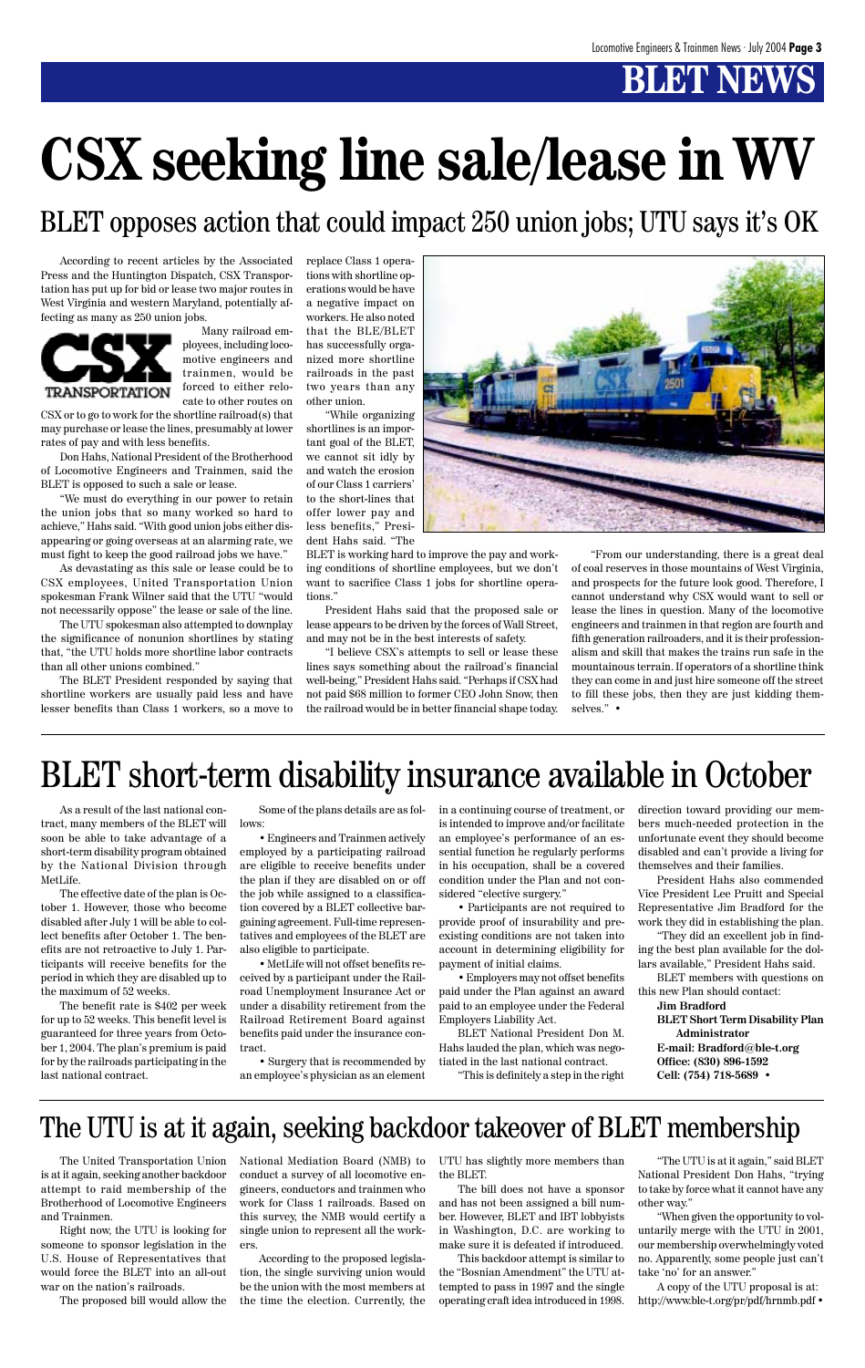# BLET NEWS

# CSX seeking line sale/lease in WV

## BLET opposes action that could impact 250 union jobs; UTU says it's OK

According to recent articles by the Associated Press and the Huntington Dispatch, CSX Transportation has put up for bid or lease two major routes in West Virginia and western Maryland, potentially affecting as many as 250 union jobs.

Many railroad employees, including locomotive engineers and trainmen, would be forced to either relocate to other routes on CSX or to go to work for the shortline railroad(s) that may purchase or lease the lines, presumably at lower rates of pay and with less benefits.

Don Hahs, National President of the Brotherhood of Locomotive Engineers and Trainmen, said the BLET is opposed to such a sale or lease.

"We must do everything in our power to retain the union jobs that so many worked so hard to achieve," Hahs said. "With good union jobs either disappearing or going overseas at an alarming rate, we must fight to keep the good railroad jobs we have."

As devastating as this sale or lease could be to CSX employees, United Transportation Union spokesman Frank Wilner said that the UTU "would not necessarily oppose" the lease or sale of the line.

The UTU spokesman also attempted to downplay the significance of nonunion shortlines by stating that, "the UTU holds more shortline labor contracts than all other unions combined."

The BLET President responded by saying that shortline workers are usually paid less and have lesser benefits than Class 1 workers, so a move to replace Class 1 operations with shortline operations would be have a negative impact on workers. He also noted that the BLE/BLET has successfully organized more shortline railroads in the past two years than any other union.

"While organizing shortlines is an important goal of the BLET, we cannot sit idly by and watch the erosion of our Class 1 carriers' to the short-lines that offer lower pay and less benefits," President Hahs said. "The BLET is working hard to improve the pay and working conditions of shortline employees, but we don't want to sacrifice Class 1 jobs for shortline operations."

President Hahs said that the proposed sale or lease appears to be driven by the forces of Wall Street, and may not be in the best interests of safety.

"I believe CSX's attempts to sell or lease these lines says something about the railroad's financial well-being," President Hahs said. "Perhaps if CSX had not paid $68 million to former CEO John Snow, then the railroad would be in better financial shape today.

"From our understanding, there is a great deal of coal reserves in those mountains of West Virginia, and prospects for the future look good. Therefore, I cannot understand why CSX would want to sell or lease the lines in question. Many of the locomotive engineers and trainmen in that region are fourth and fifth generation railroaders, and it is their professionalism and skill that makes the trains run safe in the mountainous terrain. If operators of a shortline think they can come in and just hire someone off the street to fill these jobs, then they are just kidding themselves." •

# BLET short-term disability insurance available in October

As a result of the last national contract, many members of the BLET will soon be able to take advantage of a short-term disability program obtained by the National Division through MetLife.

The effective date of the plan is October 1. However, those who become disabled after July 1 will be able to collect benefits after October 1. The benefits are not retroactive to July 1. Participants will receive benefits for the period in which they are disabled up to the maximum of 52 weeks.

The benefit rate is $402 per week for up to 52 weeks. This benefit level is guaranteed for three years from October 1, 2004. The plan's premium is paid for by the railroads participating in the last national contract.

Some of the plans details are as follows:

- Engineers and Trainmen actively employed by a participating railroad are eligible to receive benefits under the plan if they are disabled on or off the job while assigned to a classification covered by a BLET collective bargaining agreement. Full-time representatives and employees of the BLET are also eligible to participate.
- MetLife will not offset benefits received by a participant under the Railroad Unemployment Insurance Act or under a disability retirement from the Railroad Retirement Board against benefits paid under the insurance contract.
- Surgery that is recommended by an employee's physician as an element in a continuing course of treatment, or is intended to improve and/or facilitate an employee's performance of an essential function he regularly performs in his occupation, shall be a covered condition under the Plan and not considered "elective surgery."
- Participants are not required to provide proof of insurability and preexisting conditions are not taken into account in determining eligibility for payment of initial claims.
- Employers may not offset benefits paid under the Plan against an award paid to an employee under the Federal Employers Liability Act.

BLET National President Don M. Hahs lauded the plan, which was negotiated in the last national contract.

"This is definitely a step in the right direction toward providing our members much-needed protection in the unfortunate event they should become disabled and can't provide a living for themselves and their families.

President Hahs also commended Vice President Lee Pruitt and Special Representative Jim Bradford for the work they did in establishing the plan.

"They did an excellent job in finding the best plan available for the dollars available," President Hahs said.

BLET members with questions on this new Plan should contact:

**Jim Bradford**
**BLET Short Term Disability Plan Administrator**
**E-mail: Bradford@ble-t.org**
**Office: (830) 896-1592**
**Cell: (754) 718-5689** •

# The UTU is at it again, seeking backdoor takeover of BLET membership

The United Transportation Union is at it again, seeking another backdoor attempt to raid membership of the Brotherhood of Locomotive Engineers and Trainmen.

Right now, the UTU is looking for someone to sponsor legislation in the U.S. House of Representatives that would force the BLET into an all-out war on the nation's railroads.

The proposed bill would allow the National Mediation Board (NMB) to conduct a survey of all locomotive engineers, conductors and trainmen who work for Class 1 railroads. Based on this survey, the NMB would certify a single union to represent all the workers.

According to the proposed legislation, the single surviving union would be the union with the most members at the time the election. Currently, the UTU has slightly more members than the BLET.

The bill does not have a sponsor and has not been assigned a bill number. However, BLET and IBT lobbyists in Washington, D.C. are working to make sure it is defeated if introduced.

This backdoor attempt is similar to the "Bosnian Amendment" the UTU attempted to pass in 1997 and the single operating craft idea introduced in 1998.

"The UTU is at it again," said BLET National President Don Hahs, "trying to take by force what it cannot have any other way."

"When given the opportunity to voluntarily merge with the UTU in 2001, our membership overwhelmingly voted no. Apparently, some people just can't take 'no' for an answer."

A copy of the UTU proposal is at: http://www.ble-t.org/pr/pdf/hrnmb.pdf •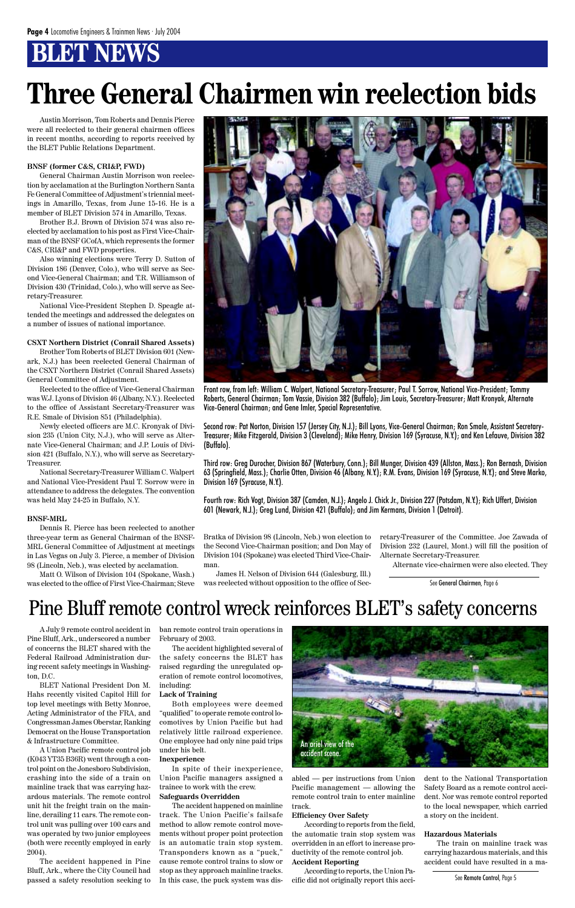# BLET NEWS

# Three General Chairmen win reelection bids

Austin Morrison, Tom Roberts and Dennis Pierce were all reelected to their general chairmen offices in recent months, according to reports received by the BLET Public Relations Department.

**BNSF (former C&S, CRI&P, FWD)**

General Chairman Austin Morrison won reelection by acclamation at the Burlington Northern Santa Fe General Committee of Adjustment's triennial meetings in Amarillo, Texas, from June 15-16. He is a member of BLET Division 574 in Amarillo, Texas.

Brother B.J. Brown of Division 574 was also reelected by acclamation to his post as First Vice-Chairman of the BNSF GCofA, which represents the former C&S, CRI&P and FWD properties.

Also winning elections were Terry D. Sutton of Division 186 (Denver, Colo.), who will serve as Second Vice-General Chairman; and T.R. Williamson of Division 430 (Trinidad, Colo.), who will serve as Secretary-Treasurer.

National Vice-President Stephen D. Speagle attended the meetings and addressed the delegates on a number of issues of national importance.

**CSXT Northern District (Conrail Shared Assets)**

Brother Tom Roberts of BLET Division 601 (Newark, N.J.) has been reelected General Chairman of the CSXT Northern District (Conrail Shared Assets) General Committee of Adjustment.

Reelected to the office of Vice-General Chairman was W.J. Lyons of Division 46 (Albany, N.Y.). Reelected to the office of Assistant Secretary-Treasurer was R.E. Smale of Division 851 (Philadelphia).

Newly elected officers are M.C. Kronyak of Division 235 (Union City, N.J.), who will serve as Alternate Vice-General Chairman; and J.P. Louis of Division 421 (Buffalo, N.Y.), who will serve as Secretary-Treasurer.

National Secretary-Treasurer William C. Walpert and National Vice-President Paul T. Sorrow were in attendance to address the delegates. The convention was held May 24-25 in Buffalo, N.Y.

**BNSF-MRL**

Dennis R. Pierce has been reelected to another three-year term as General Chairman of the BNSF-MRL General Committee of Adjustment at meetings in Las Vegas on July 3. Pierce, a member of Division 98 (Lincoln, Neb.), was elected by acclamation.

Matt O. Wilson of Division 104 (Spokane, Wash.) was elected to the office of First Vice-Chairman; Steve Bratka of Division 98 (Lincoln, Neb.) won election to the Second Vice-Chairman position; and Don May of Division 104 (Spokane) was elected Third Vice-Chairman.

James H. Nelson of Division 644 (Galesburg, Ill.) was reelected without opposition to the office of Secretary-Treasurer of the Committee. Joe Zawada of Division 232 (Laurel, Mont.) will fill the position of Alternate Secretary-Treasurer.

Alternate vice-chairmen were also elected. They

See General Chairmen, Page 6

Front row, from left: William C. Walpert, National Secretary-Treasurer; Paul T. Sorrow, National Vice-President; Tommy Roberts, General Chairman; Tom Vassie, Division 382 (Buffalo); Jim Louis, Secretary-Treasurer; Matt Kronyak, Alternate Vice-General Chairman; and Gene Imler, Special Representative.

Second row: Pat Norton, Division 157 (Jersey City, N.J.); Bill Lyons, Vice-General Chairman; Ron Smale, Assistant Secretary-Treasurer; Mike Fitzgerald, Division 3 (Cleveland); Mike Henry, Division 169 (Syracuse, N.Y.); and Ken Lefauve, Division 382 (Buffalo).

Third row: Greg Durocher, Division 867 (Waterbury, Conn.); Bill Munger, Division 439 (Allston, Mass.); Ron Bernash, Division 63 (Springfield, Mass.); Charlie Otten, Division 46 (Albany, N.Y.); R.M. Evans, Division 169 (Syracuse, N.Y.); and Steve Marko, Division 169 (Syracuse, N.Y.).

Fourth row: Rich Vogt, Division 387 (Camden, N.J.); Angelo J. Chick Jr., Division 227 (Potsdam, N.Y.); Rich Uffert, Division 601 (Newark, N.J.); Greg Lund, Division 421 (Buffalo); and Jim Kermans, Division 1 (Detroit).

# Pine Bluff remote control wreck reinforces BLET's safety concerns

A July 9 remote control accident in Pine Bluff, Ark., underscored a number of concerns the BLET shared with the Federal Railroad Administration during recent safety meetings in Washington, D.C.

BLET National President Don M. Hahs recently visited Capitol Hill for top level meetings with Betty Monroe, Acting Administrator of the FRA, and Congressman James Oberstar, Ranking Democrat on the House Transportation & Infrastructure Committee.

A Union Pacific remote control job (K043 YT35 B36R) went through a control point on the Jonesboro Subdivision, crashing into the side of a train on mainline track that was carrying hazardous materials. The remote control unit hit the freight train on the mainline, derailing 11 cars. The remote control unit was pulling over 100 cars and was operated by two junior employees (both were recently employed in early 2004).

The accident happened in Pine Bluff, Ark., where the City Council had passed a safety resolution seeking to ban remote control train operations in February of 2003.

The accident highlighted several of the safety concerns the BLET has raised regarding the unregulated operation of remote control locomotives, including:

**Lack of Training**

Both employees were deemed "qualified" to operate remote control locomotives by Union Pacific but had relatively little railroad experience. One employee had only nine paid trips under his belt.

**Inexperience**

In spite of their inexperience, Union Pacific managers assigned a trainee to work with the crew.

**Safeguards Overridden**

The accident happened on mainline track. The Union Pacific's failsafe method to allow remote control movements without proper point protection is an automatic train stop system. Transponders known as a "puck," cause remote control trains to slow or stop as they approach mainline tracks. In this case, the puck system was disabled — per instructions from Union Pacific management — allowing the remote control train to enter mainline track.

An ariel view of the accident scene.

**Efficiency Over Safety**

According to reports from the field, the automatic train stop system was overridden in an effort to increase productivity of the remote control job.

**Accident Reporting**

According to reports, the Union Pacific did not originally report this accident to the National Transportation Safety Board as a remote control accident. Nor was remote control reported to the local newspaper, which carried a story on the incident.

**Hazardous Materials**

The train on mainline track was carrying hazardous materials, and this accident could have resulted in a ma-

See Remote Control, Page 5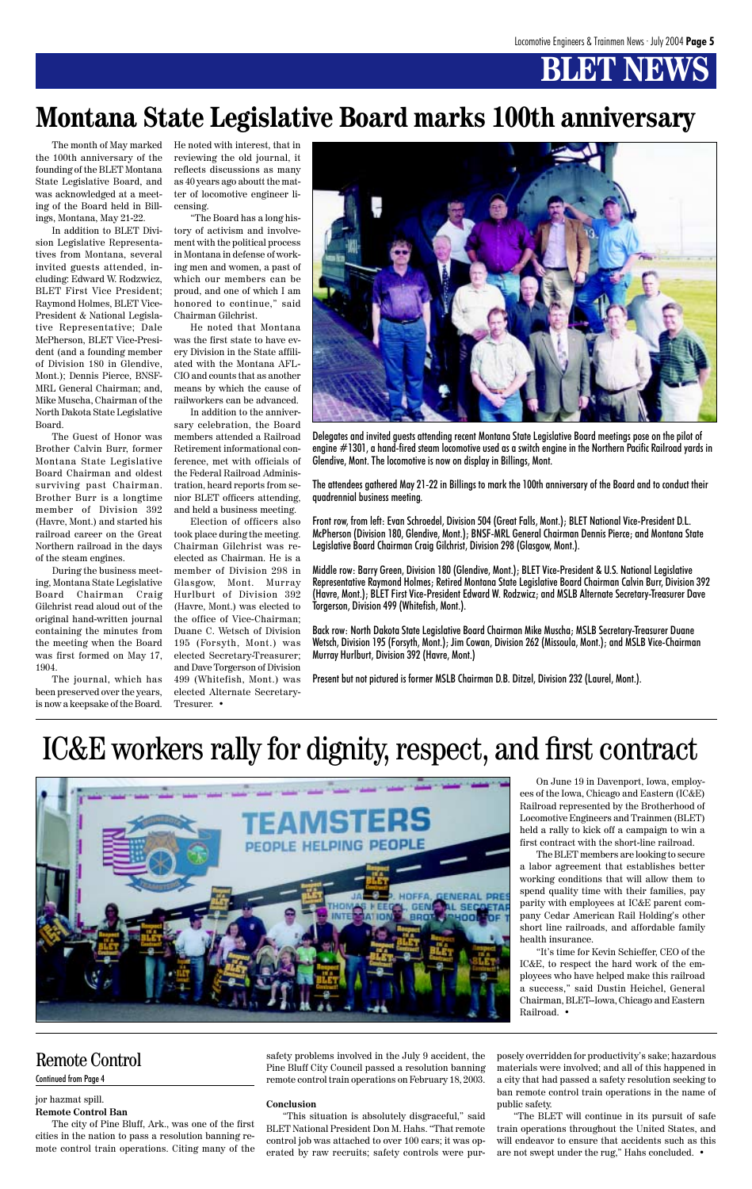# BLET NEWS

## Montana State Legislative Board marks 100th anniversary

The month of May marked the 100th anniversary of the founding of the BLET Montana State Legislative Board, and was acknowledged at a meeting of the Board held in Billings, Montana, May 21-22.

In addition to BLET Division Legislative Representatives from Montana, several invited guests attended, including: Edward W. Rodzwicz, BLET First Vice President; Raymond Holmes, BLET Vice-President & National Legislative Representative; Dale McPherson, BLET Vice-President (and a founding member of Division 180 in Glendive, Mont.); Dennis Pierce, BNSF-MRL General Chairman; and, Mike Muscha, Chairman of the North Dakota State Legislative Board.

The Guest of Honor was Brother Calvin Burr, former Montana State Legislative Board Chairman and oldest surviving past Chairman. Brother Burr is a longtime member of Division 392 (Havre, Mont.) and started his railroad career on the Great Northern railroad in the days of the steam engines.

During the business meeting, Montana State Legislative Board Chairman Craig Gilchrist read aloud out of the original hand-written journal containing the minutes from the meeting when the Board was first formed on May 17, 1904.

The journal, which has been preserved over the years, is now a keepsake of the Board. He noted with interest, that in reviewing the old journal, it reflects discussions as many as 40 years ago aboutt the matter of locomotive engineer licensing.

"The Board has a long history of activism and involvement with the political process in Montana in defense of working men and women, a past of which our members can be proud, and one of which I am honored to continue," said Chairman Gilchrist.

He noted that Montana was the first state to have every Division in the State affiliated with the Montana AFL-CIO and counts that as another means by which the cause of railworkers can be advanced.

In addition to the anniversary celebration, the Board members attended a Railroad Retirement informational conference, met with officials of the Federal Railroad Administration, heard reports from senior BLET officers attending, and held a business meeting.

Election of officers also took place during the meeting. Chairman Gilchrist was re-elected as Chairman. He is a member of Division 298 in Glasgow, Mont. Murray Hurlburt of Division 392 (Havre, Mont.) was elected to the office of Vice-Chairman; Duane C. Wetsch of Division 195 (Forsyth, Mont.) was elected Secretary-Treasurer; and Dave Torgerson of Division 499 (Whitefish, Mont.) was elected Alternate Secretary-Tresurer. •

Delegates and invited guests attending recent Montana State Legislative Board meetings pose on the pilot of engine #1301, a hand-fired steam locomotive used as a switch engine in the Northern Pacific Railroad yards in Glendive, Mont. The locomotive is now on display in Billings, Mont.

The attendees gathered May 21-22 in Billings to mark the 100th anniversary of the Board and to conduct their quadrennial business meeting.

Front row, from left: Evan Schroedel, Division 504 (Great Falls, Mont.); BLET National Vice-President D.L. McPherson (Division 180, Glendive, Mont.); BNSF-MRL General Chairman Dennis Pierce; and Montana State Legislative Board Chairman Craig Gilchrist, Division 298 (Glasgow, Mont.).

Middle row: Barry Green, Division 180 (Glendive, Mont.); BLET Vice-President & U.S. National Legislative Representative Raymond Holmes; Retired Montana State Legislative Board Chairman Calvin Burr, Division 392 (Havre, Mont.); BLET First Vice-President Edward W. Rodzwicz; and MSLB Alternate Secretary-Treasurer Dave Torgerson, Division 499 (Whitefish, Mont.).

Back row: North Dakota State Legislative Board Chairman Mike Muscha; MSLB Secretary-Treasurer Duane Wetsch, Division 195 (Forsyth, Mont.); Jim Cowan, Division 262 (Missoula, Mont.); and MSLB Vice-Chairman Murray Hurlburt, Division 392 (Havre, Mont.)

Present but not pictured is former MSLB Chairman D.B. Ditzel, Division 232 (Laurel, Mont.).

## IC&E workers rally for dignity, respect, and first contract

On June 19 in Davenport, Iowa, employees of the Iowa, Chicago and Eastern (IC&E) Railroad represented by the Brotherhood of Locomotive Engineers and Trainmen (BLET) held a rally to kick off a campaign to win a first contract with the short-line railroad.

The BLET members are looking to secure a labor agreement that establishes better working conditions that will allow them to spend quality time with their families, pay parity with employees at IC&E parent company Cedar American Rail Holding's other short line railroads, and affordable family health insurance.

"It's time for Kevin Schieffer, CEO of the IC&E, to respect the hard work of the employees who have helped make this railroad a success," said Dustin Heichel, General Chairman, BLET–Iowa, Chicago and Eastern Railroad. •

## Remote Control

Continued from Page 4

jor hazmat spill.

**Remote Control Ban**

The city of Pine Bluff, Ark., was one of the first cities in the nation to pass a resolution banning remote control train operations. Citing many of the safety problems involved in the July 9 accident, the Pine Bluff City Council passed a resolution banning remote control train operations on February 18, 2003.

**Conclusion**

"This situation is absolutely disgraceful," said BLET National President Don M. Hahs. "That remote control job was attached to over 100 cars; it was operated by raw recruits; safety controls were purposely overridden for productivity's sake; hazardous materials were involved; and all of this happened in a city that had passed a safety resolution seeking to ban remote control train operations in the name of public safety.

"The BLET will continue in its pursuit of safe train operations throughout the United States, and will endeavor to ensure that accidents such as this are not swept under the rug," Hahs concluded. •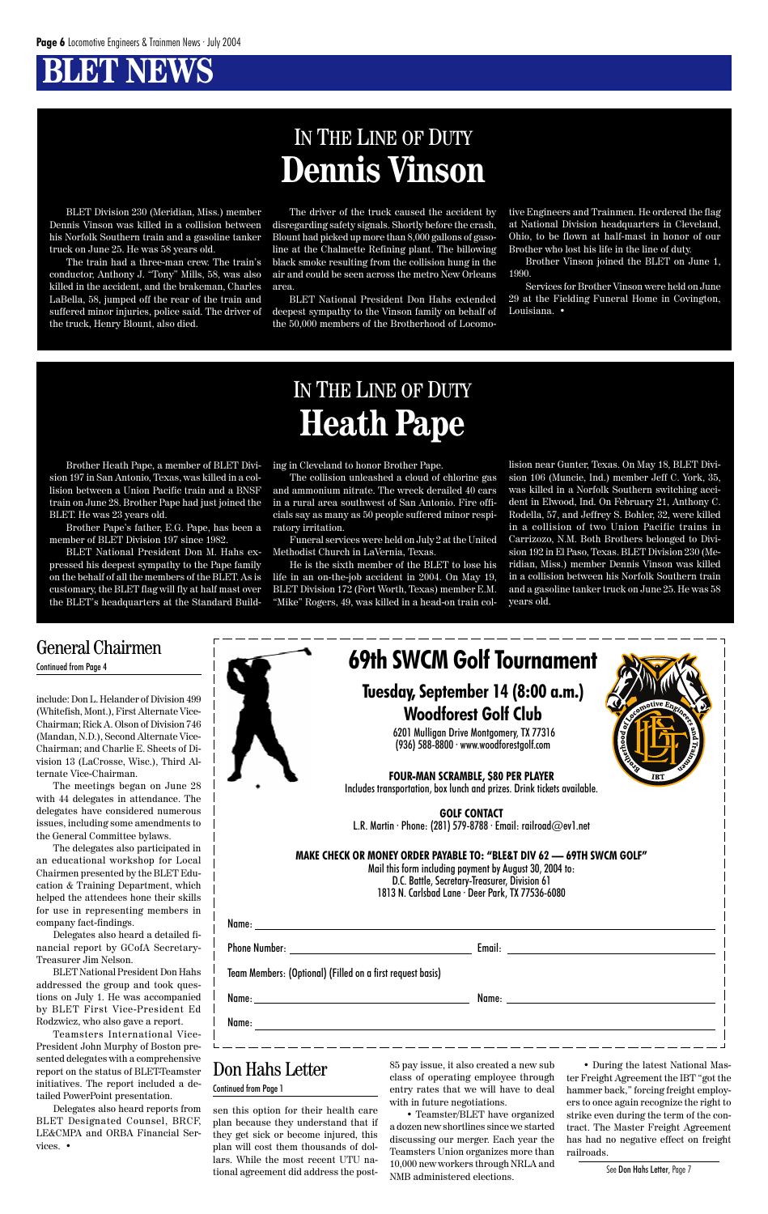# BLET NEWS

## IN THE LINE OF DUTY
# Dennis Vinson

BLET Division 230 (Meridian, Miss.) member Dennis Vinson was killed in a collision between his Norfolk Southern train and a gasoline tanker truck on June 25. He was 58 years old.

The train had a three-man crew. The train's conductor, Anthony J. "Tony" Mills, 58, was also killed in the accident, and the brakeman, Charles LaBella, 58, jumped off the rear of the train and suffered minor injuries, police said. The driver of the truck, Henry Blount, also died.

The driver of the truck caused the accident by disregarding safety signals. Shortly before the crash, Blount had picked up more than 8,000 gallons of gasoline at the Chalmette Refining plant. The billowing black smoke resulting from the collision hung in the air and could be seen across the metro New Orleans area.

BLET National President Don Hahs extended deepest sympathy to the Vinson family on behalf of the 50,000 members of the Brotherhood of Locomotive Engineers and Trainmen. He ordered the flag at National Division headquarters in Cleveland, Ohio, to be flown at half-mast in honor of our Brother who lost his life in the line of duty.

Brother Vinson joined the BLET on June 1, 1990.

Services for Brother Vinson were held on June 29 at the Fielding Funeral Home in Covington, Louisiana. •

## IN THE LINE OF DUTY
# Heath Pape

Brother Heath Pape, a member of BLET Division 197 in San Antonio, Texas, was killed in a collision between a Union Pacific train and a BNSF train on June 28. Brother Pape had just joined the BLET. He was 23 years old.

Brother Pape's father, E.G. Pape, has been a member of BLET Division 197 since 1982.

BLET National President Don M. Hahs expressed his deepest sympathy to the Pape family on the behalf of all the members of the BLET. As is customary, the BLET flag will fly at half mast over the BLET's headquarters at the Standard Building in Cleveland to honor Brother Pape.

The collision unleashed a cloud of chlorine gas and ammonium nitrate. The wreck derailed 40 cars in a rural area southwest of San Antonio. Fire officials say as many as 50 people suffered minor respiratory irritation.

Funeral services were held on July 2 at the United Methodist Church in LaVernia, Texas.

He is the sixth member of the BLET to lose his life in an on-the-job accident in 2004. On May 19, BLET Division 172 (Fort Worth, Texas) member E.M. "Mike" Rogers, 49, was killed in a head-on train collision near Gunter, Texas. On May 18, BLET Division 106 (Muncie, Ind.) member Jeff C. York, 35, was killed in a Norfolk Southern switching accident in Elwood, Ind. On February 21, Anthony C. Rodella, 57, and Jeffrey S. Bohler, 32, were killed in a collision of two Union Pacific trains in Carrizozo, N.M. Both Brothers belonged to Division 192 in El Paso, Texas. BLET Division 230 (Meridian, Miss.) member Dennis Vinson was killed in a collision between his Norfolk Southern train and a gasoline tanker truck on June 25. He was 58 years old.

## General Chairmen
Continued from Page 4

include: Don L. Helander of Division 499 (Whitefish, Mont.), First Alternate Vice-Chairman; Rick A. Olson of Division 746 (Mandan, N.D.), Second Alternate Vice-Chairman; and Charlie E. Sheets of Division 13 (LaCrosse, Wisc.), Third Alternate Vice-Chairman.

The meetings began on June 28 with 44 delegates in attendance. The delegates have considered numerous issues, including some amendments to the General Committee bylaws.

The delegates also participated in an educational workshop for Local Chairmen presented by the BLET Education & Training Department, which helped the attendees hone their skills for use in representing members in company fact-findings.

Delegates also heard a detailed financial report by GCofA Secretary-Treasurer Jim Nelson.

BLET National President Don Hahs addressed the group and took questions on July 1. He was accompanied by BLET First Vice-President Ed Rodzwicz, who also gave a report.

Teamsters International Vice-President John Murphy of Boston presented delegates with a comprehensive report on the status of BLET-Teamster initiatives. The report included a detailed PowerPoint presentation.

Delegates also heard reports from BLET Designated Counsel, BRCF, LE&CMPA and ORBA Financial Services. •

## 69th SWCM Golf Tournament

**Tuesday, September 14 (8:00 a.m.)**
**Woodforest Golf Club**

6201 Mulligan Drive Montgomery, TX 77316
(936) 588-8800 · www.woodforestgolf.com

**FOUR-MAN SCRAMBLE, $80 PER PLAYER**
Includes transportation, box lunch and prizes. Drink tickets available.

**GOLF CONTACT**
L.R. Martin · Phone: (281) 579-8788 · Email: railroad@ev1.net

**MAKE CHECK OR MONEY ORDER PAYABLE TO: "BLE&T DIV 62 — 69TH SWCM GOLF"**
Mail this form including payment by August 30, 2004 to:
D.C. Battle, Secretary-Treasurer, Division 61
1813 N. Carlsbad Lane · Deer Park, TX 77536-6080

Name: ______________________

Phone Number: ______________________ Email: ______________________

Team Members: (Optional) (Filled on a first request basis)

Name: ______________________ Name: ______________________

Name: ______________________

## Don Hahs Letter
Continued from Page 1

sen this option for their health care plan because they understand that if they get sick or become injured, this plan will cost them thousands of dollars. While the most recent UTU national agreement did address the post-85 pay issue, it also created a new sub class of operating employee through entry rates that we will have to deal with in future negotiations.

• Teamster/BLET have organized a dozen new shortlines since we started discussing our merger. Each year the Teamsters Union organizes more than 10,000 new workers through NRLA and NMB administered elections.

• During the latest National Master Freight Agreement the IBT "got the hammer back," forcing freight employers to once again recognize the right to strike even during the term of the contract. The Master Freight Agreement has had no negative effect on freight railroads.

See Don Hahs Letter, Page 7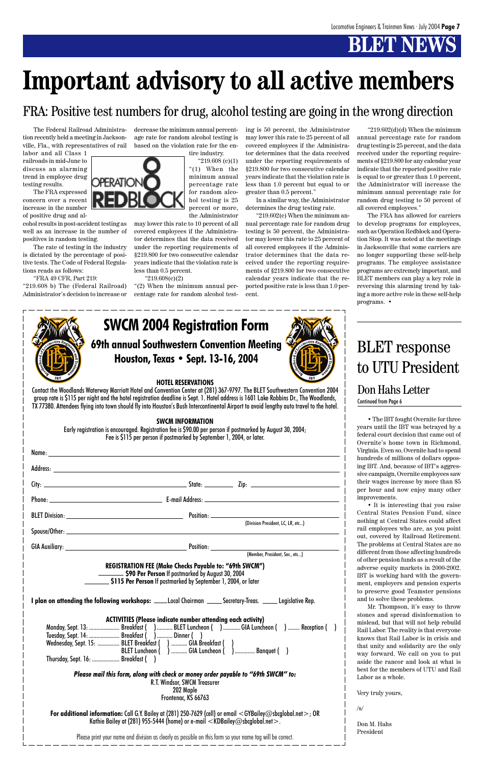# BLET NEWS

# Important advisory to all active members

## FRA: Positive test numbers for drug, alcohol testing are going in the wrong direction

The Federal Railroad Administration recently held a meeting in Jacksonville, Fla., with representatives of rail labor and all Class 1 railroads in mid-June to discuss an alarming trend in employee drug testing results.

The FRA expressed concern over a recent increase in the number of positive drug and alcohol results in post-accident testing as well as an increase in the number of positives in random testing.

The rate of testing in the industry is dictated by the percentage of positive tests. The Code of Federal Regulations reads as follows:

"FRA 49 CFR, Part 219:

"219.608 b) The (Federal Railroad) Administrator's decision to increase or decrease the minimum annual percentage rate for random alcohol testing is based on the violation rate for the entire industry.

"219.608 (c)(1)

"(1) When the minimum annual percentage rate for random alcohol testing is 25 percent or more, the Administrator may lower this rate to 10 percent of all covered employees if the Administrator determines that the data received under the reporting requirements of §219.800 for two consecutive calendar years indicate that the violation rate is less than 0.5 percent.

"219.608(c)(2)

"(2) When the minimum annual percentage rate for random alcohol testing is 50 percent, the Administrator may lower this rate to 25 percent of all covered employees if the Administrator determines that the data received under the reporting requirements of §219.800 for two consecutive calendar years indicate that the violation rate is less than 1.0 percent but equal to or greater than 0.5 percent."

In a similar way, the Administrator determines the drug testing rate.

"219.602(c) When the minimum annual percentage rate for random drug testing is 50 percent, the Administrator may lower this rate to 25 percent of all covered employees if the Administrator determines that the data received under the reporting requirements of §219.800 for two consecutive calendar years indicate that the reported positive rate is less than 1.0 percent.

"219.602(d)(d) When the minimum annual percentage rate for random drug testing is 25 percent, and the data received under the reporting requirements of §219.800 for any calendar year indicate that the reported positive rate is equal to or greater than 1.0 percent, the Administrator will increase the minimum annual percentage rate for random drug testing to 50 percent of all covered employees."

The FRA has allowed for carriers to develop programs for employees, such as Operation Redblock and Operation Stop. It was noted at the meetings in Jacksonville that some carriers are no longer supporting these self-help programs. The employee assistance programs are extremely important, and BLET members can play a key role in reversing this alarming trend by taking a more active role in these self-help programs. •

# SWCM 2004 Registration Form

## 69th annual Southwestern Convention Meeting
## Houston, Texas • Sept. 13-16, 2004

**HOTEL RESERVATIONS**

Contact the Woodlands Waterway Marriott Hotel and Convention Center at (281) 367-9797. The BLET Southwestern Convention 2004 group rate is $115 per night and the hotel registration deadline is Sept. 1. Hotel address is 1601 Lake Robbins Dr., The Woodlands, TX 77380. Attendees flying into town should fly into Houston's Bush Intercontinental Airport to avoid lengthy auto travel to the hotel.

**SWCM INFORMATION**

Early registration is encouraged. Registration fee is $90.00 per person if postmarked by August 30, 2004; Fee is $115 per person if postmarked by September 1, 2004, or later.

Name: ______________________________

Address: ______________________________

City: ______________ State: ________ Zip: ______________

Phone: ______________ E-mail Address: ______________

BLET Division: ______________ Position: ______________ (Division President, LC, LR, etc...)

Spouse/Other: ______________________________

GIA Auxiliary: ______________ Position: ______________ (Member, President, Sec., etc...)

**REGISTRATION FEE (Make Checks Payable to: "69th SWCM")**

_______ **$90 Per Person** If postmarked by August 30, 2004

_______ **$115 Per Person** If postmarked by September 1, 2004, or later

**I plan on attending the following workshops:** ____Local Chairman ____Secretary-Treas. ____Legislative Rep.

**ACTIVITIES (Please indicate number attending each activity)**

Monday, Sept. 13: .................... Breakfast ( ) .......... BLET Luncheon ( ) ............ GIA Luncheon ( ) ........ Reception ( )

Tuesday, Sept. 14: .................... Breakfast ( ) .......... Dinner ( )

Wednesday, Sept. 15: ............... BLET Breakfast ( ) .......... GIA Breakfast ( )

BLET Luncheon ( ) .......... GIA Luncheon ( ) ............. Banquet ( )

Thursday, Sept. 16: .................. Breakfast ( )

***Please mail this form, along with check or money order payable to "69th SWCM" to:***

R.T. Windsor, SWCM Treasurer
202 Maple
Frontenac, KS 66763

**For additional information:** Call G.Y. Bailey at (281) 250-7629 (cell) or email <GYBailey@sbcglobal.net>; OR Kathie Bailey at (281) 955-5444 (home) or e-mail <KDBailey@sbcglobal.net>.

Please print your name and division as clearly as possible on this form so your name tag will be correct.

# BLET response to UTU President

## Don Hahs Letter

Continued from Page 6

• The IBT fought Overnite for three years until the IBT was betrayed by a federal court decision that came out of Overnite's home town in Richmond, Virginia. Even so, Overnite had to spend hundreds of millions of dollars opposing IBT. And, because of IBT's aggressive campaign, Overnite employees saw their wages increase by more than $5 per hour and now enjoy many other improvements.

• It is interesting that you raise Central States Pension Fund, since nothing at Central States could affect rail employees who are, as you point out, covered by Railroad Retirement. The problems at Central States are no different from those affecting hundreds of other pension funds as a result of the adverse equity markets in 2000-2002. IBT is working hard with the government, employers and pension experts to preserve good Teamster pensions and to solve these problems.

Mr. Thompson, it's easy to throw stones and spread disinformation to mislead, but that will not help rebuild Rail Labor. The reality is that everyone knows that Rail Labor is in crisis and that unity and solidarity are the only way forward. We call on you to put aside the rancor and look at what is best for the members of UTU and Rail Labor as a whole.

Very truly yours,

/s/

Don M. Hahs
President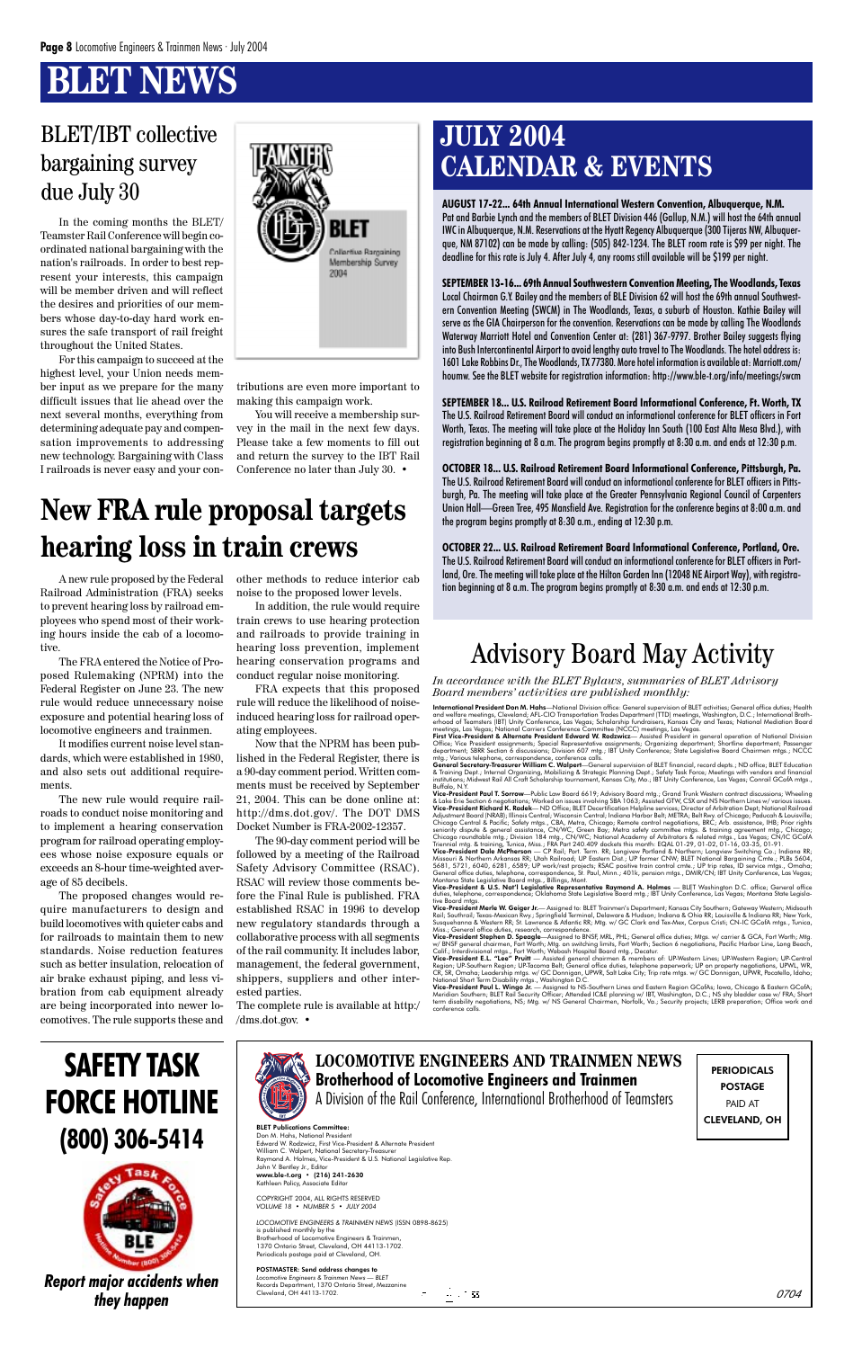# BLET NEWS

## BLET/IBT collective bargaining survey due July 30

In the coming months the BLET/Teamster Rail Conference will begin coordinated national bargaining with the nation's railroads. In order to best represent your interests, this campaign will be member driven and will reflect the desires and priorities of our members whose day-to-day hard work ensures the safe transport of rail freight throughout the United States.

For this campaign to succeed at the highest level, your Union needs member input as we prepare for the many difficult issues that lie ahead over the next several months, everything from determining adequate pay and compensation improvements to addressing new technology. Bargaining with Class I railroads is never easy and your contributions are even more important to making this campaign work.

You will receive a membership survey in the mail in the next few days. Please take a few moments to fill out and return the survey to the IBT Rail Conference no later than July 30. •

TEAMSTERS BLET Collective Bargaining Membership Survey 2004

## New FRA rule proposal targets hearing loss in train crews

A new rule proposed by the Federal Railroad Administration (FRA) seeks to prevent hearing loss by railroad employees who spend most of their working hours inside the cab of a locomotive.

The FRA entered the Notice of Proposed Rulemaking (NPRM) into the Federal Register on June 23. The new rule would reduce unnecessary noise exposure and potential hearing loss of locomotive engineers and trainmen.

It modifies current noise level standards, which were established in 1980, and also sets out additional requirements.

The new rule would require railroads to conduct noise monitoring and to implement a hearing conservation program for railroad operating employees whose noise exposure equals or exceeds an 8-hour time-weighted average of 85 decibels.

The proposed changes would require manufacturers to design and build locomotives with quieter cabs and for railroads to maintain them to new standards. Noise reduction features such as better insulation, relocation of air brake exhaust piping, and less vibration from cab equipment already are being incorporated into newer locomotives. The rule supports these and other methods to reduce interior cab noise to the proposed lower levels.

In addition, the rule would require train crews to use hearing protection and railroads to provide training in hearing loss prevention, implement hearing conservation programs and conduct regular noise monitoring.

FRA expects that this proposed rule will reduce the likelihood of noise-induced hearing loss for railroad operating employees.

Now that the NPRM has been published in the Federal Register, there is a 90-day comment period. Written comments must be received by September 21, 2004. This can be done online at: http://dms.dot.gov/. The DOT DMS Docket Number is FRA-2002-12357.

The 90-day comment period will be followed by a meeting of the Railroad Safety Advisory Committee (RSAC). RSAC will review those comments before the Final Rule is published. FRA established RSAC in 1996 to develop new regulatory standards through a collaborative process with all segments of the rail community. It includes labor, management, the federal government, shippers, suppliers and other interested parties.

The complete rule is available at http://dms.dot.gov. •

## JULY 2004 CALENDAR & EVENTS

**AUGUST 17-22... 64th Annual International Western Convention, Albuquerque, N.M.**
Pat and Barbie Lynch and the members of BLET Division 446 (Gallup, N.M.) will host the 64th annual IWC in Albuquerque, N.M. Reservations at the Hyatt Regency Albuquerque (300 Tijeras NW, Albuquerque, NM 87102) can be made by calling: (505) 842-1234. The BLET room rate is $99 per night. The deadline for this rate is July 4. After July 4, any rooms still available will be $199 per night.

**SEPTEMBER 13-16... 69th Annual Southwestern Convention Meeting, The Woodlands, Texas**
Local Chairman G.Y. Bailey and the members of BLE Division 62 will host the 69th annual Southwestern Convention Meeting (SWCM) in The Woodlands, Texas, a suburb of Houston. Kathie Bailey will serve as the GIA Chairperson for the convention. Reservations can be made by calling The Woodlands Waterway Marriott Hotel and Convention Center at: (281) 367-9797. Brother Bailey suggests flying into Bush Intercontinental Airport to avoid lengthy auto travel to The Woodlands. The hotel address is: 1601 Lake Robbins Dr., The Woodlands, TX 77380. More hotel information is available at: Marriott.com/houmw. See the BLET website for registration information: http://www.ble-t.org/info/meetings/swcm

**SEPTEMBER 18... U.S. Railroad Retirement Board Informational Conference, Ft. Worth, TX**
The U.S. Railroad Retirement Board will conduct an informational conference for BLET officers in Fort Worth, Texas. The meeting will take place at the Holiday Inn South (100 East Alta Mesa Blvd.), with registration beginning at 8 a.m. The program begins promptly at 8:30 a.m. and ends at 12:30 p.m.

**OCTOBER 18... U.S. Railroad Retirement Board Informational Conference, Pittsburgh, Pa.**
The U.S. Railroad Retirement Board will conduct an informational conference for BLET officers in Pittsburgh, Pa. The meeting will take place at the Greater Pennsylvania Regional Council of Carpenters Union Hall—Green Tree, 495 Mansfield Ave. Registration for the conference begins at 8:00 a.m. and the program begins promptly at 8:30 a.m., ending at 12:30 p.m.

**OCTOBER 22... U.S. Railroad Retirement Board Informational Conference, Portland, Ore.**
The U.S. Railroad Retirement Board will conduct an informational conference for BLET officers in Portland, Ore. The meeting will take place at the Hilton Garden Inn (12048 NE Airport Way), with registration beginning at 8 a.m. The program begins promptly at 8:30 a.m. and ends at 12:30 p.m.

## Advisory Board May Activity

*In accordance with the BLET Bylaws, summaries of BLET Advisory Board members' activities are published monthly:*

**International President Don M. Hahs**—National Division office: General supervision of BLET activities; General office duties; Health and welfare meetings, Cleveland; AFL-CIO Transportation Trades Department (TTD) meetings, Washington, D.C.; International Brotherhood of Teamsters (IBT) Unity Conference, Las Vegas; Scholarship fundraisers, Kansas City and Texas; National Mediation Board meetings, Las Vegas; National Carriers Conference Committee (NCCC) meetings, Las Vegas.

**First Vice-President & Alternate President Edward W. Rodzwicz**— Assisted President in general operation of National Division Office; Vice President assignments; Special Representative assignments; Organizing department; Shortline department, Passenger department; SBRR Section 6 discussions; Division 607 mtg.; IBT Unity Conference; State Legislative Board Chairmen mtgs.; NCCC mtg.; Various telephone, correspondence, conference calls.

**General Secretary-Treasurer William C. Walpert**—General supervision of BLET financial, record depts.; ND office; BLET Education & Training Dept.; Internal Organizing, Mobilizing & Strategic Planning Dept.; Safety Task Force; Meetings with vendors and financial institutions; Midwest Rail All Craft Scholarship tournament, Kansas City, Mo.; IBT Unity Conference, Las Vegas; Conrail GCofA mtgs., Buffalo, N.Y.

**Vice-President Paul T. Sorrow**—Public Law Board 6619; Advisory Board mtg.; Grand Trunk Western contract discussions; Wheeling & Lake Erie Section 6 negotiations; Worked on issues involving SBA 1063; Assisted GTW, CSX and NS Northern Lines w/ various issues.

**Vice-President Richard K. Radek**— ND Office; BLET Decertification Helpline services; Director of Arbitration Dept; National Railroad Adjustment Board (NRAB); Illinois Central; Wisconsin Central; Indiana Harbor Belt; METRA; Belt Rwy. of Chicago; Paducah & Louisville; Chicago Central & Pacific; Safety mtgs., CBA, Metra, Chicago; Remote control negotiations, BRC; Arb. assistance, IHB; Prior rights seniority dispute & general assistance, CN/WC, Green Bay; Metra safety committee mtgs. & training agreement mtg., Chicago; Chicago roundtable mtg.; Division 184 mtg., CN/WC; National Academy of Arbitrators & related mtgs., Las Vegas; CN/IC GCofA Triennial mtg. & training, Tunica, Miss.; FRA Part 240.409 dockets this month: EQAL 01-29, 01-02, 01-16, 03-35, 01-91.

**Vice-President Dale McPherson** — CP Rail; Port. Term. RR; Longview Portland & Northern; Longview Switching Co.; Indiana RR; Missouri & Northern Arkansas RR; Utah Railroad; UP Eastern Dist.; UP former CNW; BLET National Bargaining Cmte.; PLBs 5604, 5681, 5721, 6040, 6281, 6589; UP work/rest projects; RSAC positive train control cmte.; UP trip rates, ID service mtgs., Omaha; General office duties, telephone, correspondence, St. Paul, Minn.; 401k, pension mtgs., DMIR/CN; IBT Unity Conference, Las Vegas; Montana State Legislative Board mtgs., Billings, Mont.

**Vice-President & U.S. Nat'l Legislative Representative Raymond A. Holmes** — BLET Washington D.C. office; General office duties, telephone, correspondence; Oklahoma State Legislative Board mtg.; IBT Unity Conference, Las Vegas; Montana State Legislative Board mtgs.

**Vice-President Merle W. Geiger Jr.**— Assigned to: BLET Trainmen's Department; Kansas City Southern; Gateway Western; Midsouth Rail; Southrail; Texas-Mexican Rwy.; Springfield Terminal, Delaware & Hudson; Indiana & Ohio RR; Louisville & Indiana RR; New York, Susquehanna & Western RR; St. Lawrence & Atlantic RR; Mtg. w/ GC Clark and Tex-Mex, Corpus Cristi; CN-IC GCofA mtgs., Tunica, Miss.; General office duties, research, correspondence.

**Vice-President Stephen D. Speagle**—Assigned to BNSF, MRL, PHL; General office duties; Mtgs. w/ carrier & GCA, Fort Worth; Mtg. w/ BNSF general chairmen, Fort Worth; Mtg. on switching limits, Fort Worth; Section 6 negotiations, Pacific Harbor Line, Long Beach, Calif.; Interdivisional mtgs., Fort Worth; Wabash Hospital Board mtg., Decatur.

**Vice-President E.L. "Lee" Pruitt** — Assisted general chairmen & members of: UP-Western Lines; UP-Western Region; UP-Central Region; UP-Southern Region; UP-Tacoma Belt, General office duties, telephone paperwork; UP on property negotiations, UPWL, WR, CR, SR, Omaha; Leadership mtgs. w/ GC Donnigan, UPWR, Salt Lake City; Trip rate mtgs. w/ GC Donnigan, UPWR, Pocatello, Idaho; National Short Term Disability mtgs., Washington D.C.

**Vice-President Paul L. Wingo Jr.** — Assigned to NS-Southern Lines and Eastern Region GCofAs; Iowa, Chicago & Eastern GCofA; Meridian Southern; BLET Rail Security Officer; Attended IC&E planning w/ IBT, Washington, D.C.; NS shy bladder case w/ FRA; Short term disability negotiations, NS; Mtg. w/ NS General Chairmen, Norfolk, Va.; Security projects; LERB preparation; Office work and conference calls.

## SAFETY TASK FORCE HOTLINE
### (800) 306-5414

***Report major accidents when they happen***

## LOCOMOTIVE ENGINEERS AND TRAINMEN NEWS
### Brotherhood of Locomotive Engineers and Trainmen
A Division of the Rail Conference, International Brotherhood of Teamsters

PERIODICALS POSTAGE PAID AT CLEVELAND, OH

**BLET Publications Committee:**
Don M. Hahs, National President
Edward W. Rodzwicz, First Vice-President & Alternate President
William C. Walpert, National Secretary-Treasurer
Raymond A. Holmes, Vice-President & U.S. National Legislative Rep.
John V. Bentley Jr., Editor
**www.ble-t.org • (216) 241-2630**
Kathleen Policy, Associate Editor

COPYRIGHT 2004, ALL RIGHTS RESERVED
*VOLUME 18 • NUMBER 5 • JULY 2004*

*LOCOMOTIVE ENGINEERS & TRAINMEN NEWS* (ISSN 0898-8625) is published monthly by the Brotherhood of Locomotive Engineers & Trainmen, 1370 Ontario Street, Cleveland, OH 44113-1702. Periodicals postage paid at Cleveland, OH.

**POSTMASTER: Send address changes to** *Locomotive Engineers & Trainmen News — BLET* Records Department, 1370 Ontario Street, Mezzanine Cleveland, OH 44113-1702.

0704